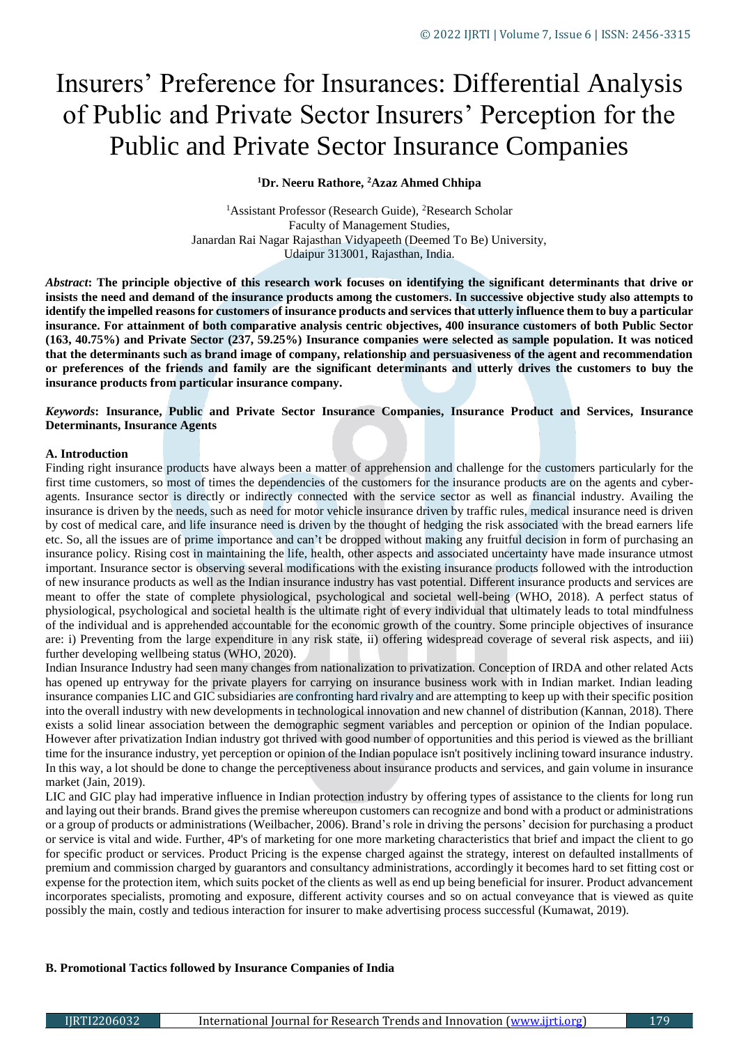# Insurers' Preference for Insurances: Differential Analysis of Public and Private Sector Insurers' Perception for the Public and Private Sector Insurance Companies

**[1]Dr. Neeru Rathore, [2]Azaz Ahmed Chhipa**

[1]Assistant Professor (Research Guide), [2]Research Scholar
Faculty of Management Studies,
Janardan Rai Nagar Rajasthan Vidyapeeth (Deemed To Be) University,
Udaipur 313001, Rajasthan, India.

***Abstract*: The principle objective of this research work focuses on identifying the significant determinants that drive or insists the need and demand of the insurance products among the customers. In successive objective study also attempts to identify the impelled reasons for customers of insurance products and services that utterly influence them to buy a particular insurance. For attainment of both comparative analysis centric objectives, 400 insurance customers of both Public Sector (163, 40.75%) and Private Sector (237, 59.25%) Insurance companies were selected as sample population. It was noticed that the determinants such as brand image of company, relationship and persuasiveness of the agent and recommendation or preferences of the friends and family are the significant determinants and utterly drives the customers to buy the insurance products from particular insurance company.**

***Keywords*: Insurance, Public and Private Sector Insurance Companies, Insurance Product and Services, Insurance Determinants, Insurance Agents**

## A. Introduction

Finding right insurance products have always been a matter of apprehension and challenge for the customers particularly for the first time customers, so most of times the dependencies of the customers for the insurance products are on the agents and cyber-agents. Insurance sector is directly or indirectly connected with the service sector as well as financial industry. Availing the insurance is driven by the needs, such as need for motor vehicle insurance driven by traffic rules, medical insurance need is driven by cost of medical care, and life insurance need is driven by the thought of hedging the risk associated with the bread earners life etc. So, all the issues are of prime importance and can't be dropped without making any fruitful decision in form of purchasing an insurance policy. Rising cost in maintaining the life, health, other aspects and associated uncertainty have made insurance utmost important. Insurance sector is observing several modifications with the existing insurance products followed with the introduction of new insurance products as well as the Indian insurance industry has vast potential. Different insurance products and services are meant to offer the state of complete physiological, psychological and societal well-being (WHO, 2018). A perfect status of physiological, psychological and societal health is the ultimate right of every individual that ultimately leads to total mindfulness of the individual and is apprehended accountable for the economic growth of the country. Some principle objectives of insurance are: i) Preventing from the large expenditure in any risk state, ii) offering widespread coverage of several risk aspects, and iii) further developing wellbeing status (WHO, 2020).

Indian Insurance Industry had seen many changes from nationalization to privatization. Conception of IRDA and other related Acts has opened up entryway for the private players for carrying on insurance business work with in Indian market. Indian leading insurance companies LIC and GIC subsidiaries are confronting hard rivalry and are attempting to keep up with their specific position into the overall industry with new developments in technological innovation and new channel of distribution (Kannan, 2018). There exists a solid linear association between the demographic segment variables and perception or opinion of the Indian populace. However after privatization Indian industry got thrived with good number of opportunities and this period is viewed as the brilliant time for the insurance industry, yet perception or opinion of the Indian populace isn't positively inclining toward insurance industry. In this way, a lot should be done to change the perceptiveness about insurance products and services, and gain volume in insurance market (Jain, 2019).

LIC and GIC play had imperative influence in Indian protection industry by offering types of assistance to the clients for long run and laying out their brands. Brand gives the premise whereupon customers can recognize and bond with a product or administrations or a group of products or administrations (Weilbacher, 2006). Brand's role in driving the persons' decision for purchasing a product or service is vital and wide. Further, 4P's of marketing for one more marketing characteristics that brief and impact the client to go for specific product or services. Product Pricing is the expense charged against the strategy, interest on defaulted installments of premium and commission charged by guarantors and consultancy administrations, accordingly it becomes hard to set fitting cost or expense for the protection item, which suits pocket of the clients as well as end up being beneficial for insurer. Product advancement incorporates specialists, promoting and exposure, different activity courses and so on actual conveyance that is viewed as quite possibly the main, costly and tedious interaction for insurer to make advertising process successful (Kumawat, 2019).

## B. Promotional Tactics followed by Insurance Companies of India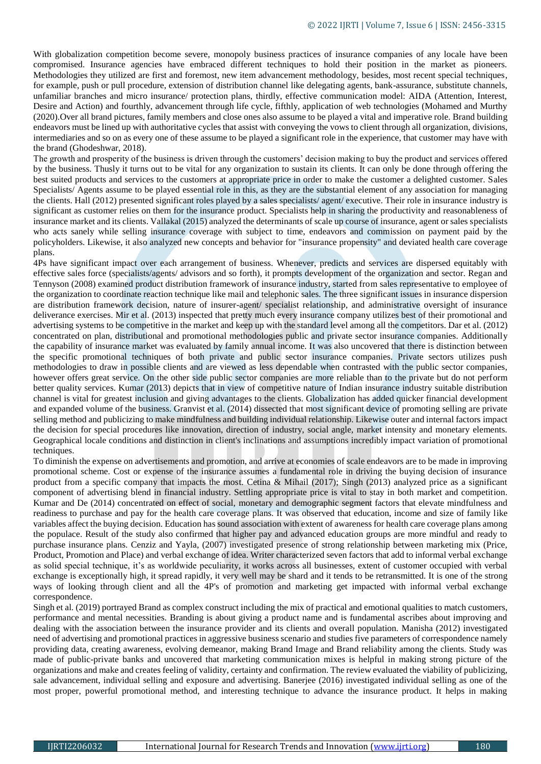With globalization competition become severe, monopoly business practices of insurance companies of any locale have been compromised. Insurance agencies have embraced different techniques to hold their position in the market as pioneers. Methodologies they utilized are first and foremost, new item advancement methodology, besides, most recent special techniques, for example, push or pull procedure, extension of distribution channel like delegating agents, bank-assurance, substitute channels, unfamiliar branches and micro insurance/ protection plans, thirdly, effective communication model: AIDA (Attention, Interest, Desire and Action) and fourthly, advancement through life cycle, fifthly, application of web technologies (Mohamed and Murthy (2020).Over all brand pictures, family members and close ones also assume to be played a vital and imperative role. Brand building endeavors must be lined up with authoritative cycles that assist with conveying the vows to client through all organization, divisions, intermediaries and so on as every one of these assume to be played a significant role in the experience, that customer may have with the brand (Ghodeshwar, 2018).

The growth and prosperity of the business is driven through the customers' decision making to buy the product and services offered by the business. Thusly it turns out to be vital for any organization to sustain its clients. It can only be done through offering the best suited products and services to the customers at appropriate price in order to make the customer a delighted customer. Sales Specialists/ Agents assume to be played essential role in this, as they are the substantial element of any association for managing the clients. Hall (2012) presented significant roles played by a sales specialists/ agent/ executive. Their role in insurance industry is significant as customer relies on them for the insurance product. Specialists help in sharing the productivity and reasonableness of insurance market and its clients. Vallakal (2015) analyzed the determinants of scale up course of insurance, agent or sales specialists who acts sanely while selling insurance coverage with subject to time, endeavors and commission on payment paid by the policyholders. Likewise, it also analyzed new concepts and behavior for "insurance propensity" and deviated health care coverage plans.

4Ps have significant impact over each arrangement of business. Whenever, predicts and services are dispersed equitably with effective sales force (specialists/agents/ advisors and so forth), it prompts development of the organization and sector. Regan and Tennyson (2008) examined product distribution framework of insurance industry, started from sales representative to employee of the organization to coordinate reaction technique like mail and telephonic sales. The three significant issues in insurance dispersion are distribution framework decision, nature of insurer-agent/ specialist relationship, and administrative oversight of insurance deliverance exercises. Mir et al. (2013) inspected that pretty much every insurance company utilizes best of their promotional and advertising systems to be competitive in the market and keep up with the standard level among all the competitors. Dar et al. (2012) concentrated on plan, distributional and promotional methodologies public and private sector insurance companies. Additionally the capability of insurance market was evaluated by family annual income. It was also uncovered that there is distinction between the specific promotional techniques of both private and public sector insurance companies. Private sectors utilizes push methodologies to draw in possible clients and are viewed as less dependable when contrasted with the public sector companies, however offers great service. On the other side public sector companies are more reliable than to the private but do not perform better quality services. Kumar (2013) depicts that in view of competitive nature of Indian insurance industry suitable distribution channel is vital for greatest inclusion and giving advantages to the clients. Globalization has added quicker financial development and expanded volume of the business. Granvist et al. (2014) dissected that most significant device of promoting selling are private selling method and publicizing to make mindfulness and building individual relationship. Likewise outer and internal factors impact the decision for special procedures like innovation, direction of industry, social angle, market intensity and monetary elements. Geographical locale conditions and distinction in client's inclinations and assumptions incredibly impact variation of promotional techniques.

To diminish the expense on advertisements and promotion, and arrive at economies of scale endeavors are to be made in improving promotional scheme. Cost or expense of the insurance assumes a fundamental role in driving the buying decision of insurance product from a specific company that impacts the most. Cetina & Mihail (2017); Singh (2013) analyzed price as a significant component of advertising blend in financial industry. Settling appropriate price is vital to stay in both market and competition. Kumar and De (2014) concentrated on effect of social, monetary and demographic segment factors that elevate mindfulness and readiness to purchase and pay for the health care coverage plans. It was observed that education, income and size of family like variables affect the buying decision. Education has sound association with extent of awareness for health care coverage plans among the populace. Result of the study also confirmed that higher pay and advanced education groups are more mindful and ready to purchase insurance plans. Cenziz and Yayla, (2007) investigated presence of strong relationship between marketing mix (Price, Product, Promotion and Place) and verbal exchange of idea. Writer characterized seven factors that add to informal verbal exchange as solid special technique, it's as worldwide peculiarity, it works across all businesses, extent of customer occupied with verbal exchange is exceptionally high, it spread rapidly, it very well may be shard and it tends to be retransmitted. It is one of the strong ways of looking through client and all the 4P's of promotion and marketing get impacted with informal verbal exchange correspondence.

Singh et al. (2019) portrayed Brand as complex construct including the mix of practical and emotional qualities to match customers, performance and mental necessities. Branding is about giving a product name and is fundamental ascribes about improving and dealing with the association between the insurance provider and its clients and overall population. Manisha (2012) investigated need of advertising and promotional practices in aggressive business scenario and studies five parameters of correspondence namely providing data, creating awareness, evolving demeanor, making Brand Image and Brand reliability among the clients. Study was made of public-private banks and uncovered that marketing communication mixes is helpful in making strong picture of the organizations and make and creates feeling of validity, certainty and confirmation. The review evaluated the viability of publicizing, sale advancement, individual selling and exposure and advertising. Banerjee (2016) investigated individual selling as one of the most proper, powerful promotional method, and interesting technique to advance the insurance product. It helps in making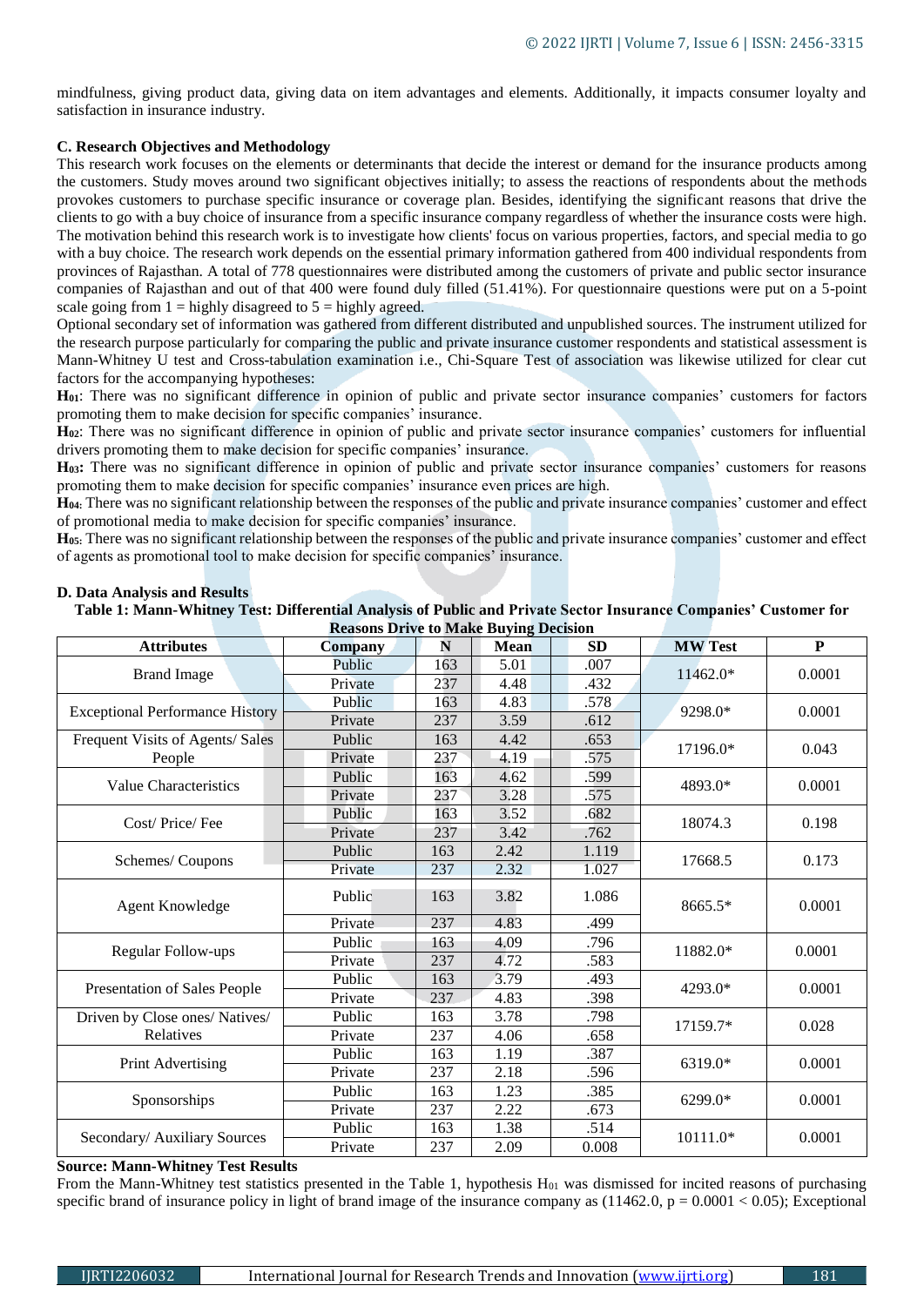mindfulness, giving product data, giving data on item advantages and elements. Additionally, it impacts consumer loyalty and satisfaction in insurance industry.

### C. Research Objectives and Methodology

This research work focuses on the elements or determinants that decide the interest or demand for the insurance products among the customers. Study moves around two significant objectives initially; to assess the reactions of respondents about the methods provokes customers to purchase specific insurance or coverage plan. Besides, identifying the significant reasons that drive the clients to go with a buy choice of insurance from a specific insurance company regardless of whether the insurance costs were high. The motivation behind this research work is to investigate how clients' focus on various properties, factors, and special media to go with a buy choice. The research work depends on the essential primary information gathered from 400 individual respondents from provinces of Rajasthan. A total of 778 questionnaires were distributed among the customers of private and public sector insurance companies of Rajasthan and out of that 400 were found duly filled (51.41%). For questionnaire questions were put on a 5-point scale going from 1 = highly disagreed to 5 = highly agreed.

Optional secondary set of information was gathered from different distributed and unpublished sources. The instrument utilized for the research purpose particularly for comparing the public and private insurance customer respondents and statistical assessment is Mann-Whitney U test and Cross-tabulation examination i.e., Chi-Square Test of association was likewise utilized for clear cut factors for the accompanying hypotheses:

**$H_{01}$:** There was no significant difference in opinion of public and private sector insurance companies' customers for factors promoting them to make decision for specific companies' insurance.

**$H_{02}$:** There was no significant difference in opinion of public and private sector insurance companies' customers for influential drivers promoting them to make decision for specific companies' insurance.

**$H_{03}$:** There was no significant difference in opinion of public and private sector insurance companies' customers for reasons promoting them to make decision for specific companies' insurance even prices are high.

**$H_{04}$:** There was no significant relationship between the responses of the public and private insurance companies' customer and effect of promotional media to make decision for specific companies' insurance.

**$H_{05}$:** There was no significant relationship between the responses of the public and private insurance companies' customer and effect of agents as promotional tool to make decision for specific companies' insurance.

### D. Data Analysis and Results

**Table 1: Mann-Whitney Test: Differential Analysis of Public and Private Sector Insurance Companies' Customer for Reasons Drive to Make Buying Decision**

| Attributes | Company | N | Mean | SD | MW Test | P |
|---|---|---|---|---|---|---|
| Brand Image | Public | 163 | 5.01 | .007 | 11462.0* | 0.0001 |
| | Private | 237 | 4.48 | .432 | | |
| Exceptional Performance History | Public | 163 | 4.83 | .578 | 9298.0* | 0.0001 |
| | Private | 237 | 3.59 | .612 | | |
| Frequent Visits of Agents/ Sales People | Public | 163 | 4.42 | .653 | 17196.0* | 0.043 |
| | Private | 237 | 4.19 | .575 | | |
| Value Characteristics | Public | 163 | 4.62 | .599 | 4893.0* | 0.0001 |
| | Private | 237 | 3.28 | .575 | | |
| Cost/ Price/ Fee | Public | 163 | 3.52 | .682 | 18074.3 | 0.198 |
| | Private | 237 | 3.42 | .762 | | |
| Schemes/ Coupons | Public | 163 | 2.42 | 1.119 | 17668.5 | 0.173 |
| | Private | 237 | 2.32 | 1.027 | | |
| Agent Knowledge | Public | 163 | 3.82 | 1.086 | 8665.5* | 0.0001 |
| | Private | 237 | 4.83 | .499 | | |
| Regular Follow-ups | Public | 163 | 4.09 | .796 | 11882.0* | 0.0001 |
| | Private | 237 | 4.72 | .583 | | |
| Presentation of Sales People | Public | 163 | 3.79 | .493 | 4293.0* | 0.0001 |
| | Private | 237 | 4.83 | .398 | | |
| Driven by Close ones/ Natives/ Relatives | Public | 163 | 3.78 | .798 | 17159.7* | 0.028 |
| | Private | 237 | 4.06 | .658 | | |
| Print Advertising | Public | 163 | 1.19 | .387 | 6319.0* | 0.0001 |
| | Private | 237 | 2.18 | .596 | | |
| Sponsorships | Public | 163 | 1.23 | .385 | 6299.0* | 0.0001 |
| | Private | 237 | 2.22 | .673 | | |
| Secondary/ Auxiliary Sources | Public | 163 | 1.38 | .514 | 10111.0* | 0.0001 |
| | Private | 237 | 2.09 | 0.008 | | |

**Source: Mann-Whitney Test Results**

From the Mann-Whitney test statistics presented in the Table 1, hypothesis $H_{01}$ was dismissed for incited reasons of purchasing specific brand of insurance policy in light of brand image of the insurance company as (11462.0, $p = 0.0001 < 0.05$); Exceptional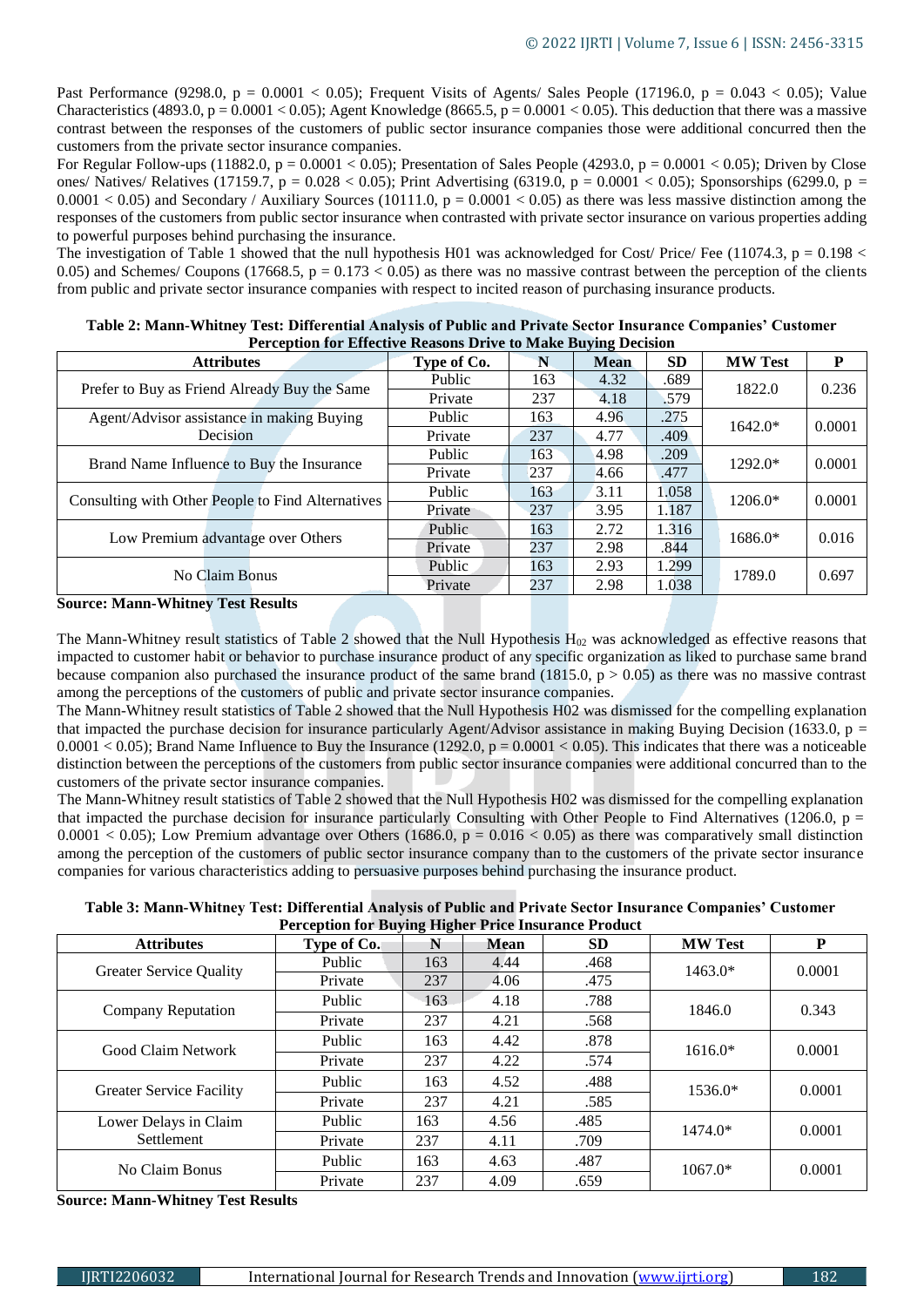Past Performance (9298.0, p = 0.0001 < 0.05); Frequent Visits of Agents/ Sales People (17196.0, p = 0.043 < 0.05); Value Characteristics (4893.0, p = 0.0001 < 0.05); Agent Knowledge (8665.5, p = 0.0001 < 0.05). This deduction that there was a massive contrast between the responses of the customers of public sector insurance companies those were additional concurred then the customers from the private sector insurance companies.

For Regular Follow-ups (11882.0, p = 0.0001 < 0.05); Presentation of Sales People (4293.0, p = 0.0001 < 0.05); Driven by Close ones/ Natives/ Relatives (17159.7, p = 0.028 < 0.05); Print Advertising (6319.0, p = 0.0001 < 0.05); Sponsorships (6299.0, p = 0.0001 < 0.05) and Secondary / Auxiliary Sources (10111.0, p = 0.0001 < 0.05) as there was less massive distinction among the responses of the customers from public sector insurance when contrasted with private sector insurance on various properties adding to powerful purposes behind purchasing the insurance.

The investigation of Table 1 showed that the null hypothesis H01 was acknowledged for Cost/ Price/ Fee (11074.3, p = 0.198 < 0.05) and Schemes/ Coupons (17668.5, p = 0.173 < 0.05) as there was no massive contrast between the perception of the clients from public and private sector insurance companies with respect to incited reason of purchasing insurance products.

**Table 2: Mann-Whitney Test: Differential Analysis of Public and Private Sector Insurance Companies' Customer Perception for Effective Reasons Drive to Make Buying Decision**

| Attributes | Type of Co. | N | Mean | SD | MW Test | P |
|---|---|---|---|---|---|---|
| Prefer to Buy as Friend Already Buy the Same | Public | 163 | 4.32 | .689 | 1822.0 | 0.236 |
| | Private | 237 | 4.18 | .579 | | |
| Agent/Advisor assistance in making Buying Decision | Public | 163 | 4.96 | .275 | 1642.0* | 0.0001 |
| | Private | 237 | 4.77 | .409 | | |
| Brand Name Influence to Buy the Insurance | Public | 163 | 4.98 | .209 | 1292.0* | 0.0001 |
| | Private | 237 | 4.66 | .477 | | |
| Consulting with Other People to Find Alternatives | Public | 163 | 3.11 | 1.058 | 1206.0* | 0.0001 |
| | Private | 237 | 3.95 | 1.187 | | |
| Low Premium advantage over Others | Public | 163 | 2.72 | 1.316 | 1686.0* | 0.016 |
| | Private | 237 | 2.98 | .844 | | |
| No Claim Bonus | Public | 163 | 2.93 | 1.299 | 1789.0 | 0.697 |
| | Private | 237 | 2.98 | 1.038 | | |

**Source: Mann-Whitney Test Results**

The Mann-Whitney result statistics of Table 2 showed that the Null Hypothesis $H_{02}$ was acknowledged as effective reasons that impacted to customer habit or behavior to purchase insurance product of any specific organization as liked to purchase same brand because companion also purchased the insurance product of the same brand (1815.0, p > 0.05) as there was no massive contrast among the perceptions of the customers of public and private sector insurance companies.

The Mann-Whitney result statistics of Table 2 showed that the Null Hypothesis H02 was dismissed for the compelling explanation that impacted the purchase decision for insurance particularly Agent/Advisor assistance in making Buying Decision (1633.0, p = 0.0001 < 0.05); Brand Name Influence to Buy the Insurance (1292.0, p = 0.0001 < 0.05). This indicates that there was a noticeable distinction between the perceptions of the customers from public sector insurance companies were additional concurred than to the customers of the private sector insurance companies.

The Mann-Whitney result statistics of Table 2 showed that the Null Hypothesis H02 was dismissed for the compelling explanation that impacted the purchase decision for insurance particularly Consulting with Other People to Find Alternatives (1206.0, p = 0.0001 < 0.05); Low Premium advantage over Others (1686.0, p = 0.016 < 0.05) as there was comparatively small distinction among the perception of the customers of public sector insurance company than to the customers of the private sector insurance companies for various characteristics adding to persuasive purposes behind purchasing the insurance product.

**Table 3: Mann-Whitney Test: Differential Analysis of Public and Private Sector Insurance Companies' Customer Perception for Buying Higher Price Insurance Product**

| Attributes | Type of Co. | N | Mean | SD | MW Test | P |
|---|---|---|---|---|---|---|
| Greater Service Quality | Public | 163 | 4.44 | .468 | 1463.0* | 0.0001 |
| | Private | 237 | 4.06 | .475 | | |
| Company Reputation | Public | 163 | 4.18 | .788 | 1846.0 | 0.343 |
| | Private | 237 | 4.21 | .568 | | |
| Good Claim Network | Public | 163 | 4.42 | .878 | 1616.0* | 0.0001 |
| | Private | 237 | 4.22 | .574 | | |
| Greater Service Facility | Public | 163 | 4.52 | .488 | 1536.0* | 0.0001 |
| | Private | 237 | 4.21 | .585 | | |
| Lower Delays in Claim Settlement | Public | 163 | 4.56 | .485 | 1474.0* | 0.0001 |
| | Private | 237 | 4.11 | .709 | | |
| No Claim Bonus | Public | 163 | 4.63 | .487 | 1067.0* | 0.0001 |
| | Private | 237 | 4.09 | .659 | | |

**Source: Mann-Whitney Test Results**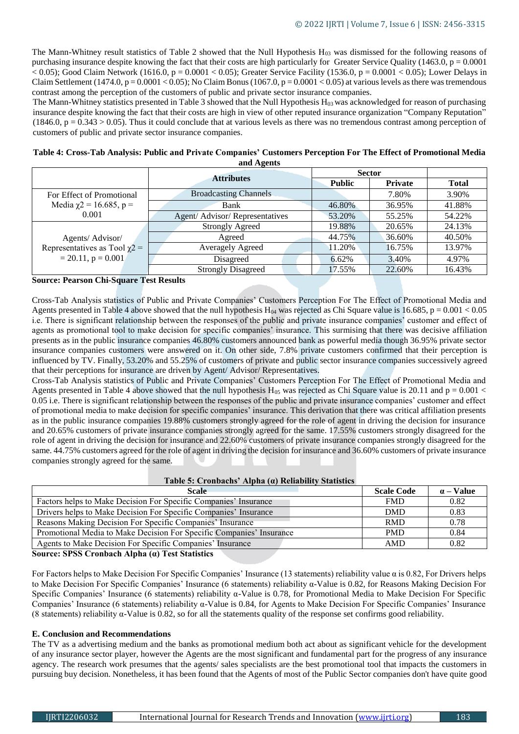The Mann-Whitney result statistics of Table 2 showed that the Null Hypothesis $H_{03}$ was dismissed for the following reasons of purchasing insurance despite knowing the fact that their costs are high particularly for Greater Service Quality (1463.0, $p = 0.0001 < 0.05$); Good Claim Network (1616.0, $p = 0.0001 < 0.05$); Greater Service Facility (1536.0, $p = 0.0001 < 0.05$); Lower Delays in Claim Settlement (1474.0, $p = 0.0001 < 0.05$); No Claim Bonus (1067.0, $p = 0.0001 < 0.05$) at various levels as there was tremendous contrast among the perception of the customers of public and private sector insurance companies.

The Mann-Whitney statistics presented in Table 3 showed that the Null Hypothesis $H_{03}$ was acknowledged for reason of purchasing insurance despite knowing the fact that their costs are high in view of other reputed insurance organization "Company Reputation" (1846.0, $p = 0.343 > 0.05$). Thus it could conclude that at various levels as there was no tremendous contrast among perception of customers of public and private sector insurance companies.

**Table 4: Cross-Tab Analysis: Public and Private Companies' Customers Perception For The Effect of Promotional Media and Agents**

| | Attributes | Sector | | |
|---|---|---|---|---|
| | | Public | Private | Total |
| For Effect of Promotional Media $\chi 2 = 16.685$, $p = 0.001$ | Broadcasting Channels | | 7.80% | 3.90% |
| | Bank | 46.80% | 36.95% | 41.88% |
| | Agent/ Advisor/ Representatives | 53.20% | 55.25% | 54.22% |
| Agents/ Advisor/ Representatives as Tool $\chi 2 = = 20.11$, $p = 0.001$ | Strongly Agreed | 19.88% | 20.65% | 24.13% |
| | Agreed | 44.75% | 36.60% | 40.50% |
| | Averagely Agreed | 11.20% | 16.75% | 13.97% |
| | Disagreed | 6.62% | 3.40% | 4.97% |
| | Strongly Disagreed | 17.55% | 22.60% | 16.43% |

**Source: Pearson Chi-Square Test Results**

Cross-Tab Analysis statistics of Public and Private Companies' Customers Perception For The Effect of Promotional Media and Agents presented in Table 4 above showed that the null hypothesis $H_{04}$ was rejected as Chi Square value is 16.685, $p = 0.001 < 0.05$ i.e. There is significant relationship between the responses of the public and private insurance companies' customer and effect of agents as promotional tool to make decision for specific companies' insurance. This surmising that there was decisive affiliation presents as in the public insurance companies 46.80% customers announced bank as powerful media though 36.95% private sector insurance companies customers were answered on it. On other side, 7.8% private customers confirmed that their perception is influenced by TV. Finally, 53.20% and 55.25% of customers of private and public sector insurance companies successively agreed that their perceptions for insurance are driven by Agent/ Advisor/ Representatives.

Cross-Tab Analysis statistics of Public and Private Companies' Customers Perception For The Effect of Promotional Media and Agents presented in Table 4 above showed that the null hypothesis $H_{05}$ was rejected as Chi Square value is 20.11 and $p = 0.001 < 0.05$ i.e. There is significant relationship between the responses of the public and private insurance companies' customer and effect of promotional media to make decision for specific companies' insurance. This derivation that there was critical affiliation presents as in the public insurance companies 19.88% customers strongly agreed for the role of agent in driving the decision for insurance and 20.65% customers of private insurance companies strongly agreed for the same. 17.55% customers strongly disagreed for the role of agent in driving the decision for insurance and 22.60% customers of private insurance companies strongly disagreed for the same. 44.75% customers agreed for the role of agent in driving the decision for insurance and 36.60% customers of private insurance companies strongly agreed for the same.

**Table 5: Cronbachs' Alpha (α) Reliability Statistics**

| Scale | Scale Code | α – Value |
|---|---|---|
| Factors helps to Make Decision For Specific Companies' Insurance | FMD | 0.82 |
| Drivers helps to Make Decision For Specific Companies' Insurance | DMD | 0.83 |
| Reasons Making Decision For Specific Companies' Insurance | RMD | 0.78 |
| Promotional Media to Make Decision For Specific Companies' Insurance | PMD | 0.84 |
| Agents to Make Decision For Specific Companies' Insurance | AMD | 0.82 |

**Source: SPSS Cronbach Alpha (α) Test Statistics**

For Factors helps to Make Decision For Specific Companies' Insurance (13 statements) reliability value α is 0.82, For Drivers helps to Make Decision For Specific Companies' Insurance (6 statements) reliability α-Value is 0.82, for Reasons Making Decision For Specific Companies' Insurance (6 statements) reliability α-Value is 0.78, for Promotional Media to Make Decision For Specific Companies' Insurance (6 statements) reliability α-Value is 0.84, for Agents to Make Decision For Specific Companies' Insurance (8 statements) reliability α-Value is 0.82, so for all the statements quality of the response set confirms good reliability.

### E. Conclusion and Recommendations

The TV as a advertising medium and the banks as promotional medium both act about as significant vehicle for the development of any insurance sector player, however the Agents are the most significant and fundamental part for the progress of any insurance agency. The research work presumes that the agents/ sales specialists are the best promotional tool that impacts the customers in pursuing buy decision. Nonetheless, it has been found that the Agents of most of the Public Sector companies don't have quite good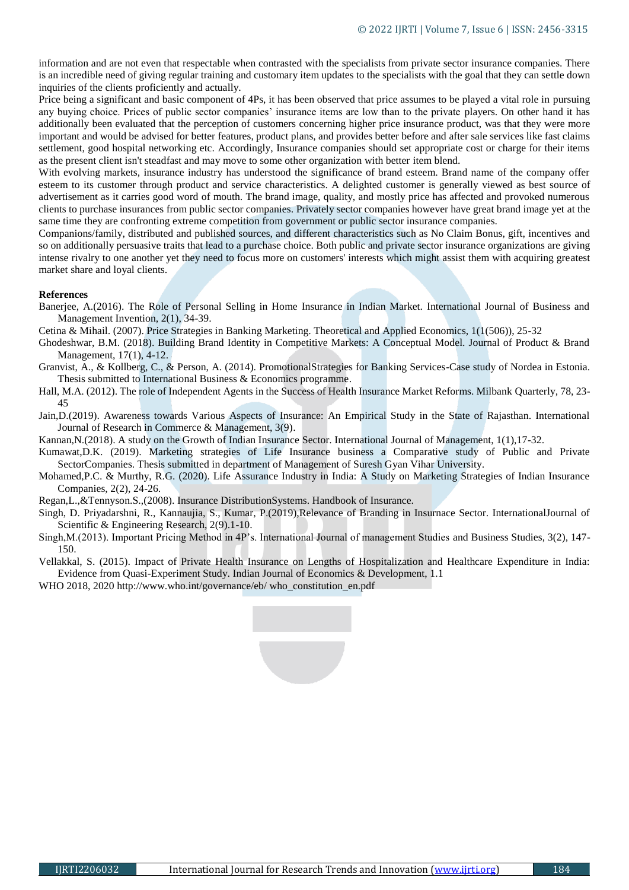information and are not even that respectable when contrasted with the specialists from private sector insurance companies. There is an incredible need of giving regular training and customary item updates to the specialists with the goal that they can settle down inquiries of the clients proficiently and actually.

Price being a significant and basic component of 4Ps, it has been observed that price assumes to be played a vital role in pursuing any buying choice. Prices of public sector companies' insurance items are low than to the private players. On other hand it has additionally been evaluated that the perception of customers concerning higher price insurance product, was that they were more important and would be advised for better features, product plans, and provides better before and after sale services like fast claims settlement, good hospital networking etc. Accordingly, Insurance companies should set appropriate cost or charge for their items as the present client isn't steadfast and may move to some other organization with better item blend.

With evolving markets, insurance industry has understood the significance of brand esteem. Brand name of the company offer esteem to its customer through product and service characteristics. A delighted customer is generally viewed as best source of advertisement as it carries good word of mouth. The brand image, quality, and mostly price has affected and provoked numerous clients to purchase insurances from public sector companies. Privately sector companies however have great brand image yet at the same time they are confronting extreme competition from government or public sector insurance companies.

Companions/family, distributed and published sources, and different characteristics such as No Claim Bonus, gift, incentives and so on additionally persuasive traits that lead to a purchase choice. Both public and private sector insurance organizations are giving intense rivalry to one another yet they need to focus more on customers' interests which might assist them with acquiring greatest market share and loyal clients.

**References**

Banerjee, A.(2016). The Role of Personal Selling in Home Insurance in Indian Market. International Journal of Business and Management Invention, 2(1), 34-39.

Cetina & Mihail. (2007). Price Strategies in Banking Marketing. Theoretical and Applied Economics, 1(1(506)), 25-32

Ghodeshwar, B.M. (2018). Building Brand Identity in Competitive Markets: A Conceptual Model. Journal of Product & Brand Management, 17(1), 4-12.

Granvist, A., & Kollberg, C., & Person, A. (2014). PromotionalStrategies for Banking Services-Case study of Nordea in Estonia. Thesis submitted to International Business & Economics programme.

Hall, M.A. (2012). The role of Independent Agents in the Success of Health Insurance Market Reforms. Milbank Quarterly, 78, 23-45

Jain,D.(2019). Awareness towards Various Aspects of Insurance: An Empirical Study in the State of Rajasthan. International Journal of Research in Commerce & Management, 3(9).

Kannan,N.(2018). A study on the Growth of Indian Insurance Sector. International Journal of Management, 1(1),17-32.

Kumawat,D.K. (2019). Marketing strategies of Life Insurance business a Comparative study of Public and Private SectorCompanies. Thesis submitted in department of Management of Suresh Gyan Vihar University.

Mohamed,P.C. & Murthy, R.G. (2020). Life Assurance Industry in India: A Study on Marketing Strategies of Indian Insurance Companies, 2(2), 24-26.

Regan,L.,&Tennyson.S.,(2008). Insurance DistributionSystems. Handbook of Insurance.

Singh, D. Priyadarshni, R., Kannaujia, S., Kumar, P.(2019),Relevance of Branding in Insurnance Sector. InternationalJournal of Scientific & Engineering Research, 2(9).1-10.

Singh,M.(2013). Important Pricing Method in 4P's. International Journal of management Studies and Business Studies, 3(2), 147-150.

Vellakkal, S. (2015). Impact of Private Health Insurance on Lengths of Hospitalization and Healthcare Expenditure in India: Evidence from Quasi-Experiment Study. Indian Journal of Economics & Development, 1.1

WHO 2018, 2020 http://www.who.int/governance/eb/ who_constitution_en.pdf